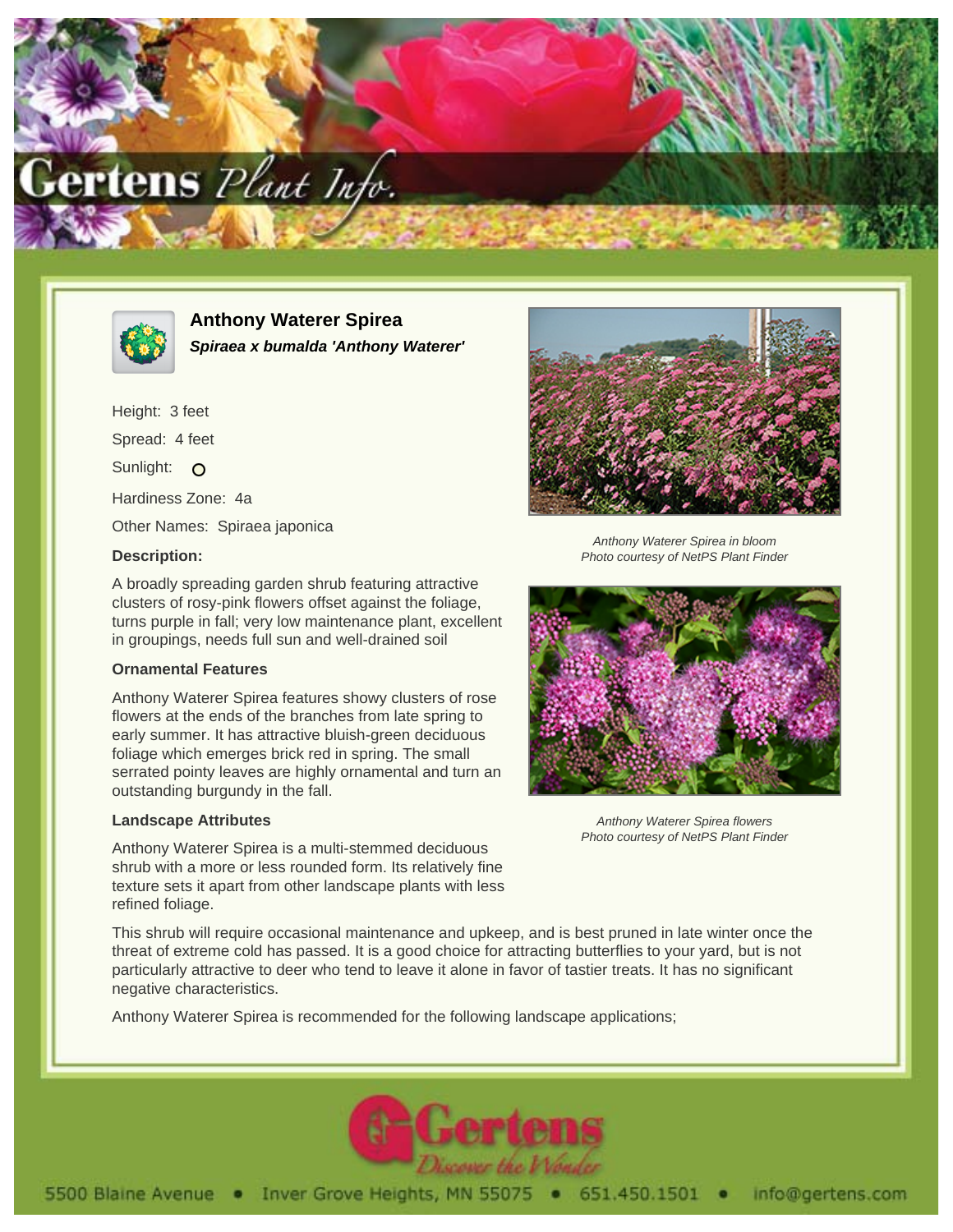# Anthony Waterer Spirea

***Spiraea x bumalda 'Anthony Waterer'***

Height: 3 feet

Spread: 4 feet

Sunlight: O

Hardiness Zone: 4a

Other Names: Spiraea japonica

### Description:

A broadly spreading garden shrub featuring attractive clusters of rosy-pink flowers offset against the foliage, turns purple in fall; very low maintenance plant, excellent in groupings, needs full sun and well-drained soil

*Anthony Waterer Spirea in bloom*
*Photo courtesy of NetPS Plant Finder*

### Ornamental Features

Anthony Waterer Spirea features showy clusters of rose flowers at the ends of the branches from late spring to early summer. It has attractive bluish-green deciduous foliage which emerges brick red in spring. The small serrated pointy leaves are highly ornamental and turn an outstanding burgundy in the fall.

*Anthony Waterer Spirea flowers*
*Photo courtesy of NetPS Plant Finder*

### Landscape Attributes

Anthony Waterer Spirea is a multi-stemmed deciduous shrub with a more or less rounded form. Its relatively fine texture sets it apart from other landscape plants with less refined foliage.

This shrub will require occasional maintenance and upkeep, and is best pruned in late winter once the threat of extreme cold has passed. It is a good choice for attracting butterflies to your yard, but is not particularly attractive to deer who tend to leave it alone in favor of tastier treats. It has no significant negative characteristics.

Anthony Waterer Spirea is recommended for the following landscape applications;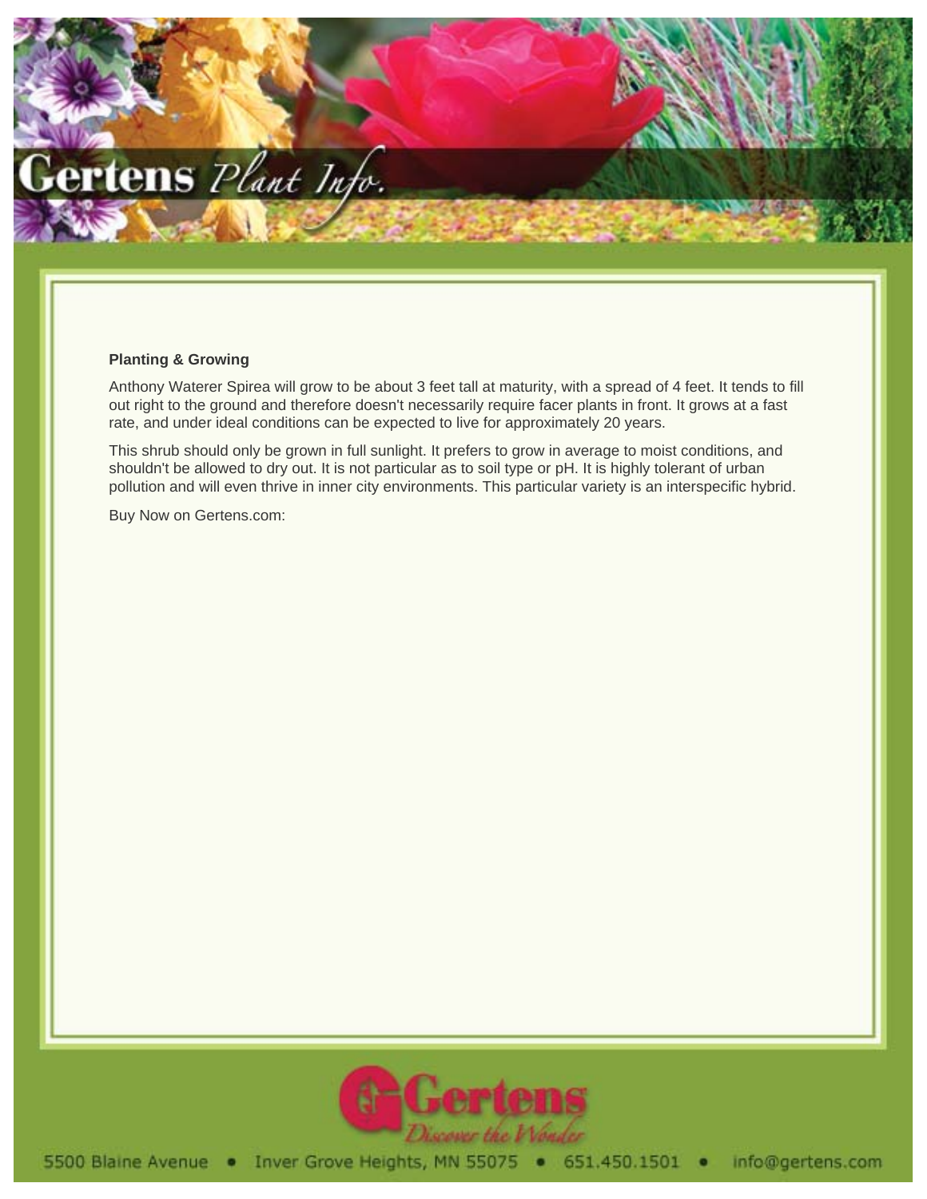### Planting & Growing

Anthony Waterer Spirea will grow to be about 3 feet tall at maturity, with a spread of 4 feet. It tends to fill out right to the ground and therefore doesn't necessarily require facer plants in front. It grows at a fast rate, and under ideal conditions can be expected to live for approximately 20 years.

This shrub should only be grown in full sunlight. It prefers to grow in average to moist conditions, and shouldn't be allowed to dry out. It is not particular as to soil type or pH. It is highly tolerant of urban pollution and will even thrive in inner city environments. This particular variety is an interspecific hybrid.

Buy Now on Gertens.com: